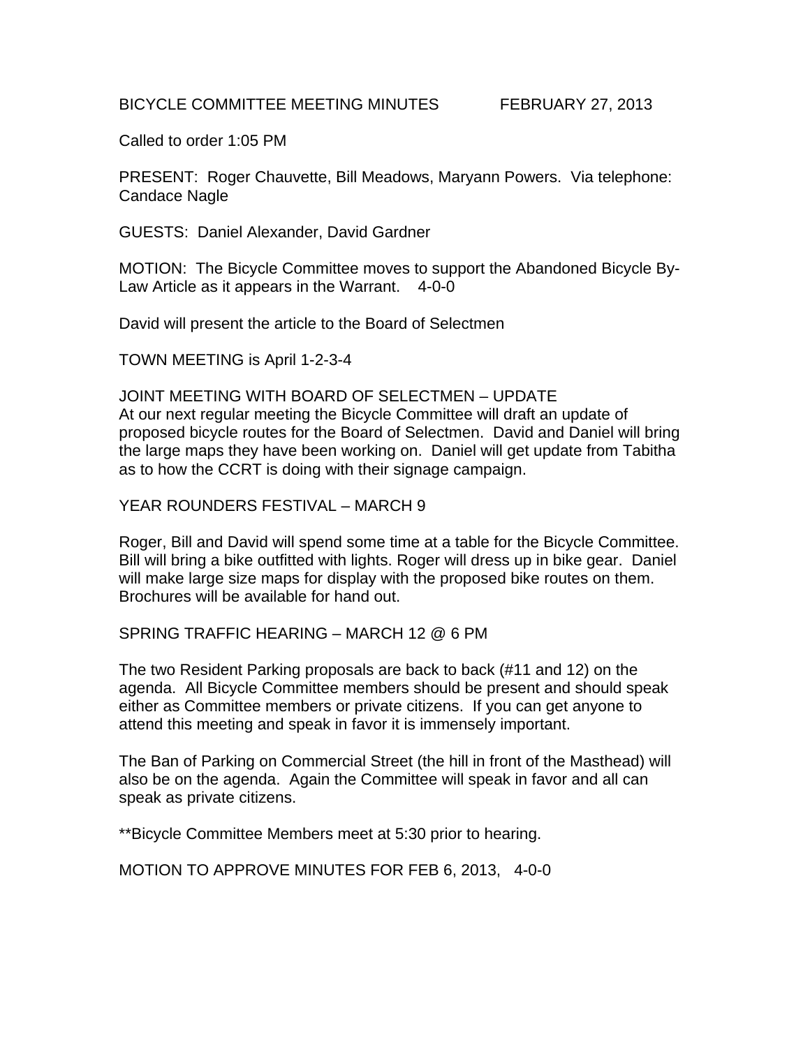BICYCLE COMMITTEE MEETING MINUTES FEBRUARY 27, 2013

Called to order 1:05 PM

PRESENT: Roger Chauvette, Bill Meadows, Maryann Powers. Via telephone: Candace Nagle

GUESTS: Daniel Alexander, David Gardner

MOTION: The Bicycle Committee moves to support the Abandoned Bicycle By-Law Article as it appears in the Warrant. 4-0-0

David will present the article to the Board of Selectmen

TOWN MEETING is April 1-2-3-4

JOINT MEETING WITH BOARD OF SELECTMEN – UPDATE
At our next regular meeting the Bicycle Committee will draft an update of proposed bicycle routes for the Board of Selectmen. David and Daniel will bring the large maps they have been working on. Daniel will get update from Tabitha as to how the CCRT is doing with their signage campaign.

YEAR ROUNDERS FESTIVAL – MARCH 9

Roger, Bill and David will spend some time at a table for the Bicycle Committee. Bill will bring a bike outfitted with lights. Roger will dress up in bike gear. Daniel will make large size maps for display with the proposed bike routes on them. Brochures will be available for hand out.

SPRING TRAFFIC HEARING – MARCH 12 @ 6 PM

The two Resident Parking proposals are back to back (#11 and 12) on the agenda. All Bicycle Committee members should be present and should speak either as Committee members or private citizens. If you can get anyone to attend this meeting and speak in favor it is immensely important.

The Ban of Parking on Commercial Street (the hill in front of the Masthead) will also be on the agenda. Again the Committee will speak in favor and all can speak as private citizens.

**Bicycle Committee Members meet at 5:30 prior to hearing.

MOTION TO APPROVE MINUTES FOR FEB 6, 2013, 4-0-0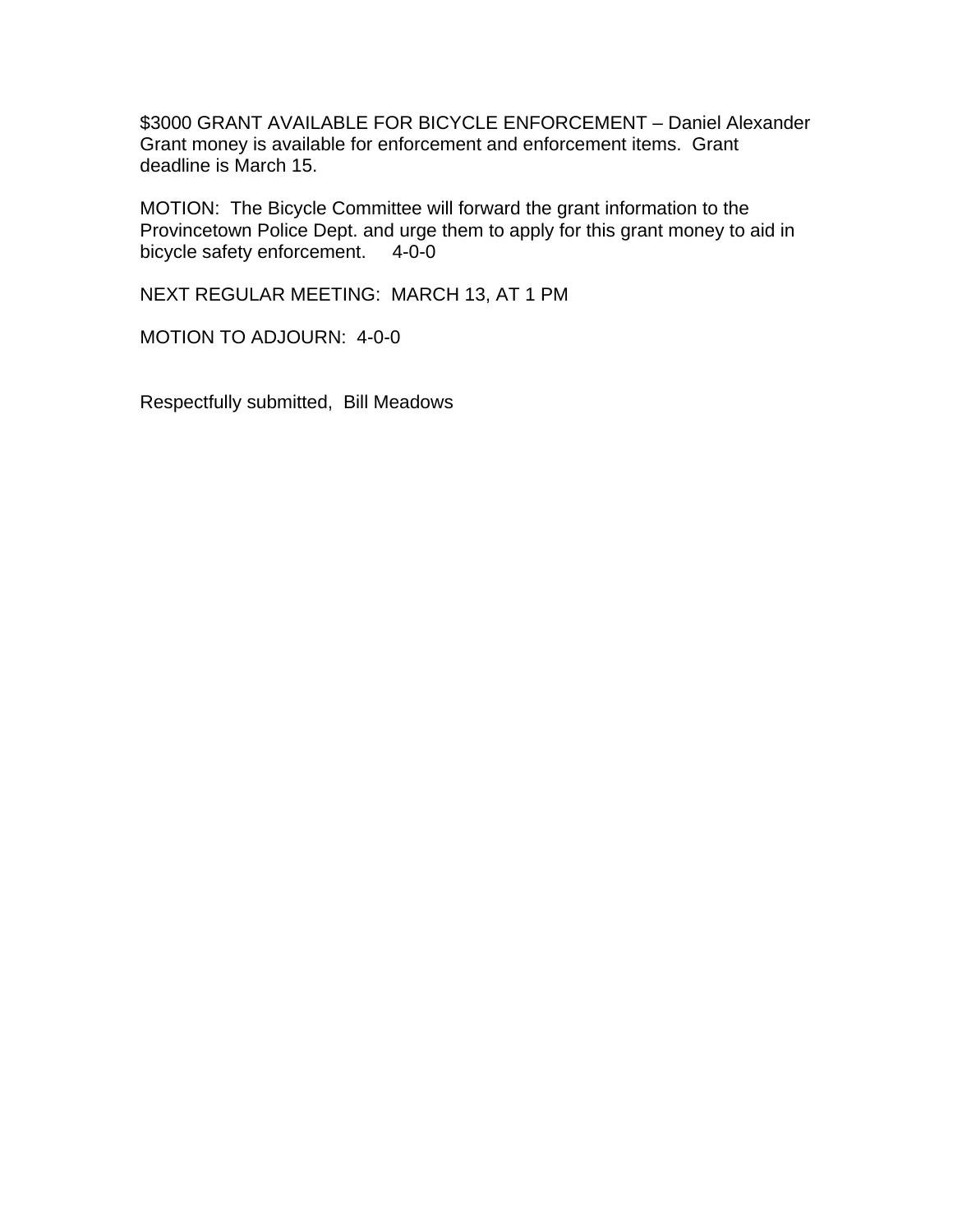$3000 GRANT AVAILABLE FOR BICYCLE ENFORCEMENT – Daniel Alexander
Grant money is available for enforcement and enforcement items. Grant deadline is March 15.

MOTION: The Bicycle Committee will forward the grant information to the Provincetown Police Dept. and urge them to apply for this grant money to aid in bicycle safety enforcement. 4-0-0

NEXT REGULAR MEETING: MARCH 13, AT 1 PM

MOTION TO ADJOURN: 4-0-0

Respectfully submitted, Bill Meadows